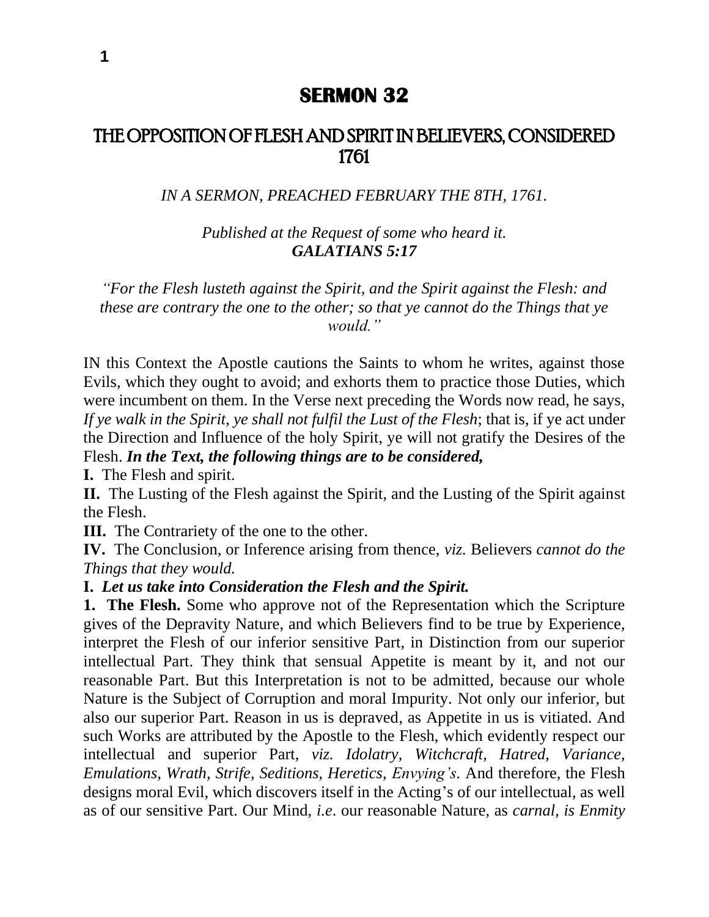# SERMON 32

## THE OPPOSITION OF FLESH AND SPIRIT IN BELIEVERS, CONSIDERED 1761

*IN A SERMON, PREACHED FEBRUARY THE 8TH, 1761.*

*Published at the Request of some who heard it.*
***GALATIANS 5:17***

*"For the Flesh lusteth against the Spirit, and the Spirit against the Flesh: and these are contrary the one to the other; so that ye cannot do the Things that ye would."*

IN this Context the Apostle cautions the Saints to whom he writes, against those Evils, which they ought to avoid; and exhorts them to practice those Duties, which were incumbent on them. In the Verse next preceding the Words now read, he says, *If ye walk in the Spirit, ye shall not fulfil the Lust of the Flesh*; that is, if ye act under the Direction and Influence of the holy Spirit, ye will not gratify the Desires of the Flesh. ***In the Text, the following things are to be considered,***

**I.** The Flesh and spirit.

**II.** The Lusting of the Flesh against the Spirit, and the Lusting of the Spirit against the Flesh.

**III.** The Contrariety of the one to the other.

**IV.** The Conclusion, or Inference arising from thence, *viz.* Believers *cannot do the Things that they would.*

**I.** ***Let us take into Consideration the Flesh and the Spirit.***

**1. The Flesh.** Some who approve not of the Representation which the Scripture gives of the Depravity Nature, and which Believers find to be true by Experience, interpret the Flesh of our inferior sensitive Part, in Distinction from our superior intellectual Part. They think that sensual Appetite is meant by it, and not our reasonable Part. But this Interpretation is not to be admitted, because our whole Nature is the Subject of Corruption and moral Impurity. Not only our inferior, but also our superior Part. Reason in us is depraved, as Appetite in us is vitiated. And such Works are attributed by the Apostle to the Flesh, which evidently respect our intellectual and superior Part, *viz. Idolatry, Witchcraft, Hatred, Variance, Emulations, Wrath, Strife, Seditions, Heretics, Envying's.* And therefore, the Flesh designs moral Evil, which discovers itself in the Acting's of our intellectual, as well as of our sensitive Part. Our Mind, *i.e.* our reasonable Nature, as *carnal, is Enmity*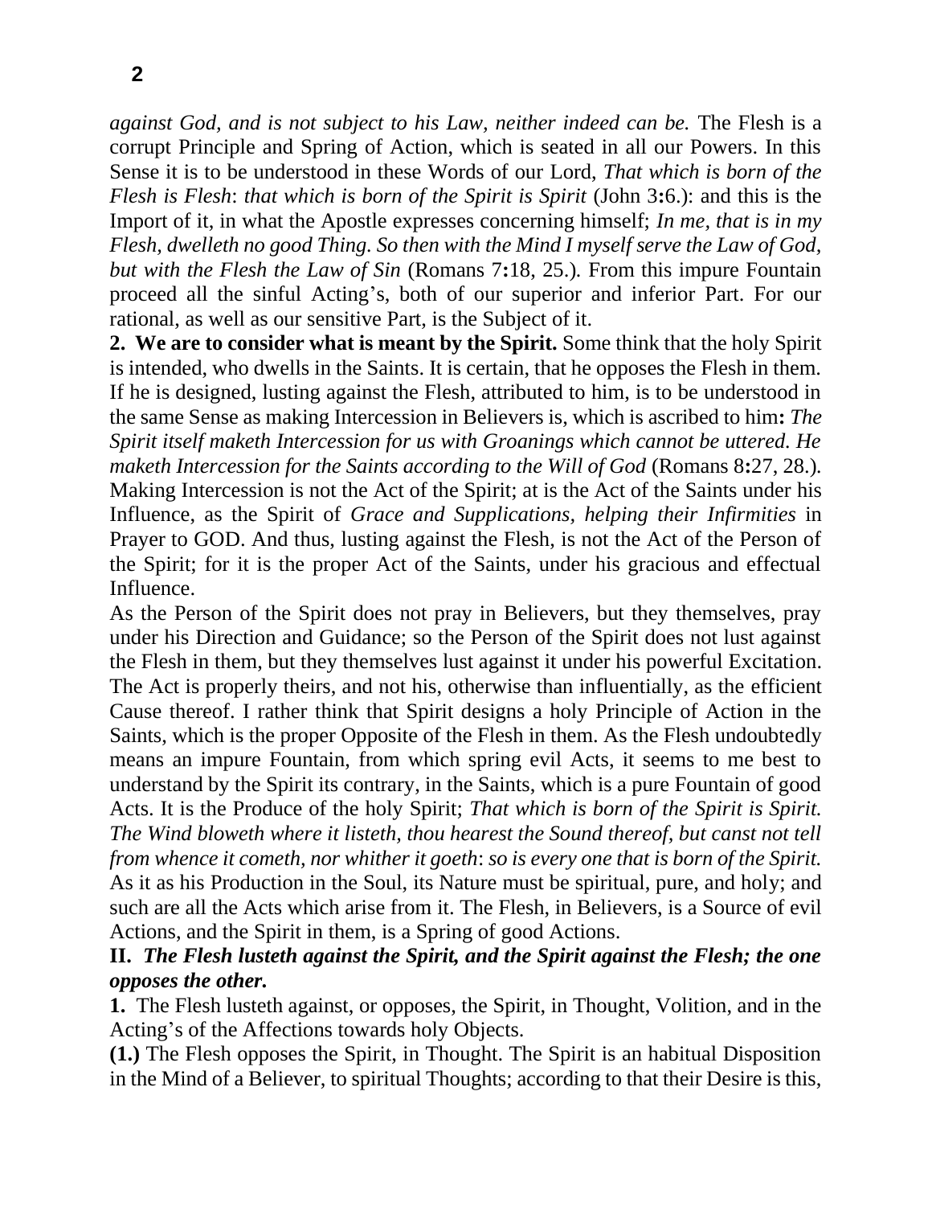*against God, and is not subject to his Law, neither indeed can be.* The Flesh is a corrupt Principle and Spring of Action, which is seated in all our Powers. In this Sense it is to be understood in these Words of our Lord, *That which is born of the Flesh is Flesh*: *that which is born of the Spirit is Spirit* (John 3**:**6.): and this is the Import of it, in what the Apostle expresses concerning himself; *In me, that is in my Flesh, dwelleth no good Thing. So then with the Mind I myself serve the Law of God, but with the Flesh the Law of Sin* (Romans 7**:**18, 25.)*.* From this impure Fountain proceed all the sinful Acting's, both of our superior and inferior Part. For our rational, as well as our sensitive Part, is the Subject of it.

**2. We are to consider what is meant by the Spirit.** Some think that the holy Spirit is intended, who dwells in the Saints. It is certain, that he opposes the Flesh in them. If he is designed, lusting against the Flesh, attributed to him, is to be understood in the same Sense as making Intercession in Believers is, which is ascribed to him**:** *The Spirit itself maketh Intercession for us with Groanings which cannot be uttered. He maketh Intercession for the Saints according to the Will of God* (Romans 8**:**27, 28.)*.* Making Intercession is not the Act of the Spirit; at is the Act of the Saints under his Influence, as the Spirit of *Grace and Supplications, helping their Infirmities* in Prayer to GOD. And thus, lusting against the Flesh, is not the Act of the Person of the Spirit; for it is the proper Act of the Saints, under his gracious and effectual Influence.

As the Person of the Spirit does not pray in Believers, but they themselves, pray under his Direction and Guidance; so the Person of the Spirit does not lust against the Flesh in them, but they themselves lust against it under his powerful Excitation. The Act is properly theirs, and not his, otherwise than influentially, as the efficient Cause thereof. I rather think that Spirit designs a holy Principle of Action in the Saints, which is the proper Opposite of the Flesh in them. As the Flesh undoubtedly means an impure Fountain, from which spring evil Acts, it seems to me best to understand by the Spirit its contrary, in the Saints, which is a pure Fountain of good Acts. It is the Produce of the holy Spirit; *That which is born of the Spirit is Spirit. The Wind bloweth where it listeth, thou hearest the Sound thereof, but canst not tell from whence it cometh, nor whither it goeth*: *so is every one that is born of the Spirit.* As it as his Production in the Soul, its Nature must be spiritual, pure, and holy; and such are all the Acts which arise from it. The Flesh, in Believers, is a Source of evil Actions, and the Spirit in them, is a Spring of good Actions.

**II.** ***The Flesh lusteth against the Spirit, and the Spirit against the Flesh; the one opposes the other.***

**1.** The Flesh lusteth against, or opposes, the Spirit, in Thought, Volition, and in the Acting's of the Affections towards holy Objects.

**(1.)** The Flesh opposes the Spirit, in Thought. The Spirit is an habitual Disposition in the Mind of a Believer, to spiritual Thoughts; according to that their Desire is this,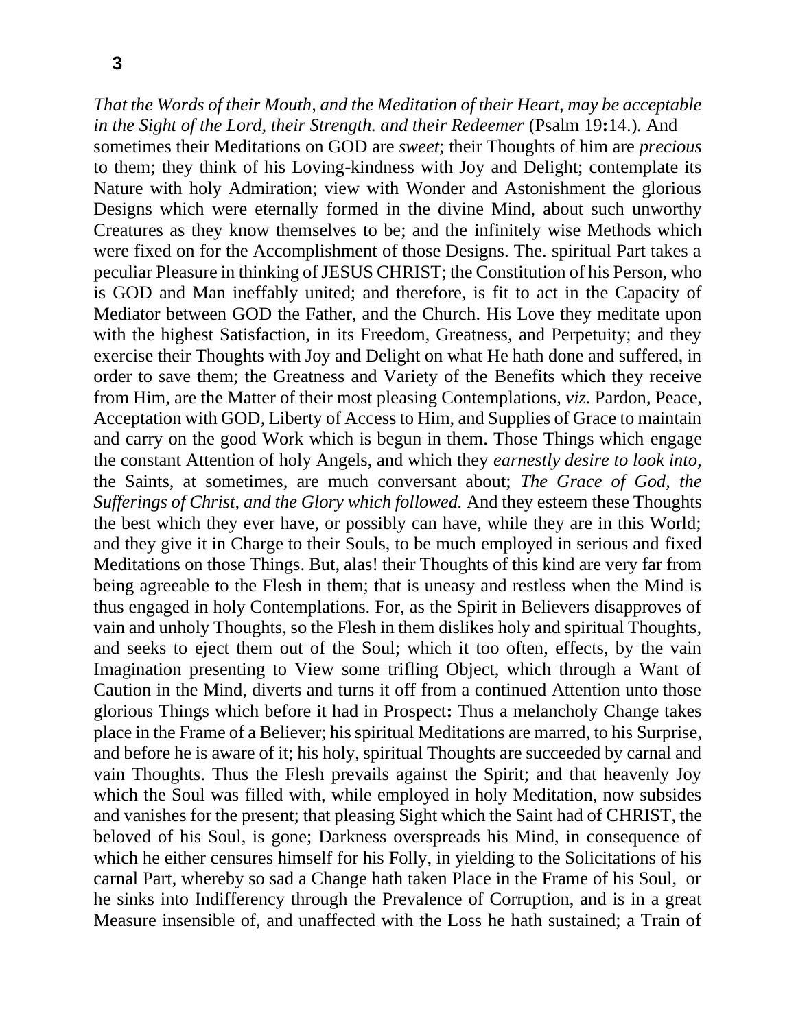*That the Words of their Mouth, and the Meditation of their Heart, may be acceptable in the Sight of the Lord, their Strength. and their Redeemer* (Psalm 19**:**14.). And sometimes their Meditations on GOD are *sweet*; their Thoughts of him are *precious* to them; they think of his Loving-kindness with Joy and Delight; contemplate its Nature with holy Admiration; view with Wonder and Astonishment the glorious Designs which were eternally formed in the divine Mind, about such unworthy Creatures as they know themselves to be; and the infinitely wise Methods which were fixed on for the Accomplishment of those Designs. The. spiritual Part takes a peculiar Pleasure in thinking of JESUS CHRIST; the Constitution of his Person, who is GOD and Man ineffably united; and therefore, is fit to act in the Capacity of Mediator between GOD the Father, and the Church. His Love they meditate upon with the highest Satisfaction, in its Freedom, Greatness, and Perpetuity; and they exercise their Thoughts with Joy and Delight on what He hath done and suffered, in order to save them; the Greatness and Variety of the Benefits which they receive from Him, are the Matter of their most pleasing Contemplations, *viz.* Pardon, Peace, Acceptation with GOD, Liberty of Access to Him, and Supplies of Grace to maintain and carry on the good Work which is begun in them. Those Things which engage the constant Attention of holy Angels, and which they *earnestly desire to look into,* the Saints, at sometimes, are much conversant about; *The Grace of God, the Sufferings of Christ, and the Glory which followed.* And they esteem these Thoughts the best which they ever have, or possibly can have, while they are in this World; and they give it in Charge to their Souls, to be much employed in serious and fixed Meditations on those Things. But, alas! their Thoughts of this kind are very far from being agreeable to the Flesh in them; that is uneasy and restless when the Mind is thus engaged in holy Contemplations. For, as the Spirit in Believers disapproves of vain and unholy Thoughts, so the Flesh in them dislikes holy and spiritual Thoughts, and seeks to eject them out of the Soul; which it too often, effects, by the vain Imagination presenting to View some trifling Object, which through a Want of Caution in the Mind, diverts and turns it off from a continued Attention unto those glorious Things which before it had in Prospect**:** Thus a melancholy Change takes place in the Frame of a Believer; his spiritual Meditations are marred, to his Surprise, and before he is aware of it; his holy, spiritual Thoughts are succeeded by carnal and vain Thoughts. Thus the Flesh prevails against the Spirit; and that heavenly Joy which the Soul was filled with, while employed in holy Meditation, now subsides and vanishes for the present; that pleasing Sight which the Saint had of CHRIST, the beloved of his Soul, is gone; Darkness overspreads his Mind, in consequence of which he either censures himself for his Folly, in yielding to the Solicitations of his carnal Part, whereby so sad a Change hath taken Place in the Frame of his Soul, or he sinks into Indifferency through the Prevalence of Corruption, and is in a great Measure insensible of, and unaffected with the Loss he hath sustained; a Train of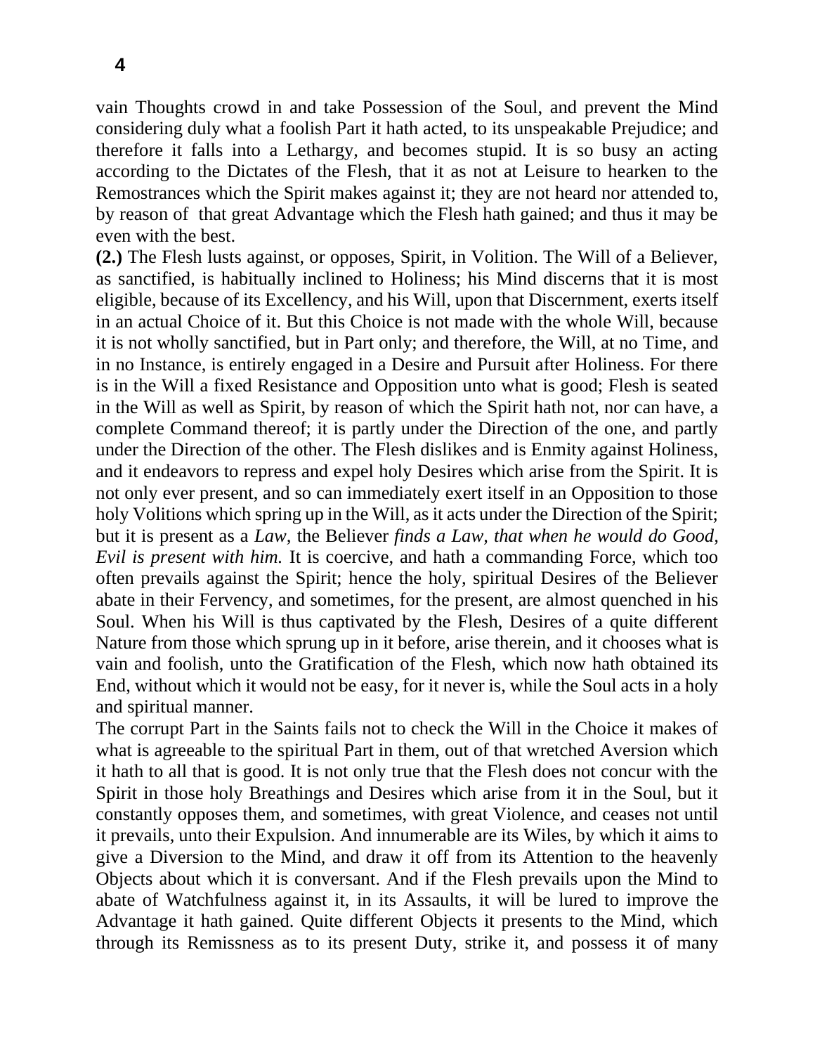vain Thoughts crowd in and take Possession of the Soul, and prevent the Mind considering duly what a foolish Part it hath acted, to its unspeakable Prejudice; and therefore it falls into a Lethargy, and becomes stupid. It is so busy an acting according to the Dictates of the Flesh, that it as not at Leisure to hearken to the Remostrances which the Spirit makes against it; they are not heard nor attended to, by reason of that great Advantage which the Flesh hath gained; and thus it may be even with the best.

**(2.)** The Flesh lusts against, or opposes, Spirit, in Volition. The Will of a Believer, as sanctified, is habitually inclined to Holiness; his Mind discerns that it is most eligible, because of its Excellency, and his Will, upon that Discernment, exerts itself in an actual Choice of it. But this Choice is not made with the whole Will, because it is not wholly sanctified, but in Part only; and therefore, the Will, at no Time, and in no Instance, is entirely engaged in a Desire and Pursuit after Holiness. For there is in the Will a fixed Resistance and Opposition unto what is good; Flesh is seated in the Will as well as Spirit, by reason of which the Spirit hath not, nor can have, a complete Command thereof; it is partly under the Direction of the one, and partly under the Direction of the other. The Flesh dislikes and is Enmity against Holiness, and it endeavors to repress and expel holy Desires which arise from the Spirit. It is not only ever present, and so can immediately exert itself in an Opposition to those holy Volitions which spring up in the Will, as it acts under the Direction of the Spirit; but it is present as a *Law,* the Believer *finds a Law, that when he would do Good, Evil is present with him.* It is coercive, and hath a commanding Force, which too often prevails against the Spirit; hence the holy, spiritual Desires of the Believer abate in their Fervency, and sometimes, for the present, are almost quenched in his Soul. When his Will is thus captivated by the Flesh, Desires of a quite different Nature from those which sprung up in it before, arise therein, and it chooses what is vain and foolish, unto the Gratification of the Flesh, which now hath obtained its End, without which it would not be easy, for it never is, while the Soul acts in a holy and spiritual manner.

The corrupt Part in the Saints fails not to check the Will in the Choice it makes of what is agreeable to the spiritual Part in them, out of that wretched Aversion which it hath to all that is good. It is not only true that the Flesh does not concur with the Spirit in those holy Breathings and Desires which arise from it in the Soul, but it constantly opposes them, and sometimes, with great Violence, and ceases not until it prevails, unto their Expulsion. And innumerable are its Wiles, by which it aims to give a Diversion to the Mind, and draw it off from its Attention to the heavenly Objects about which it is conversant. And if the Flesh prevails upon the Mind to abate of Watchfulness against it, in its Assaults, it will be lured to improve the Advantage it hath gained. Quite different Objects it presents to the Mind, which through its Remissness as to its present Duty, strike it, and possess it of many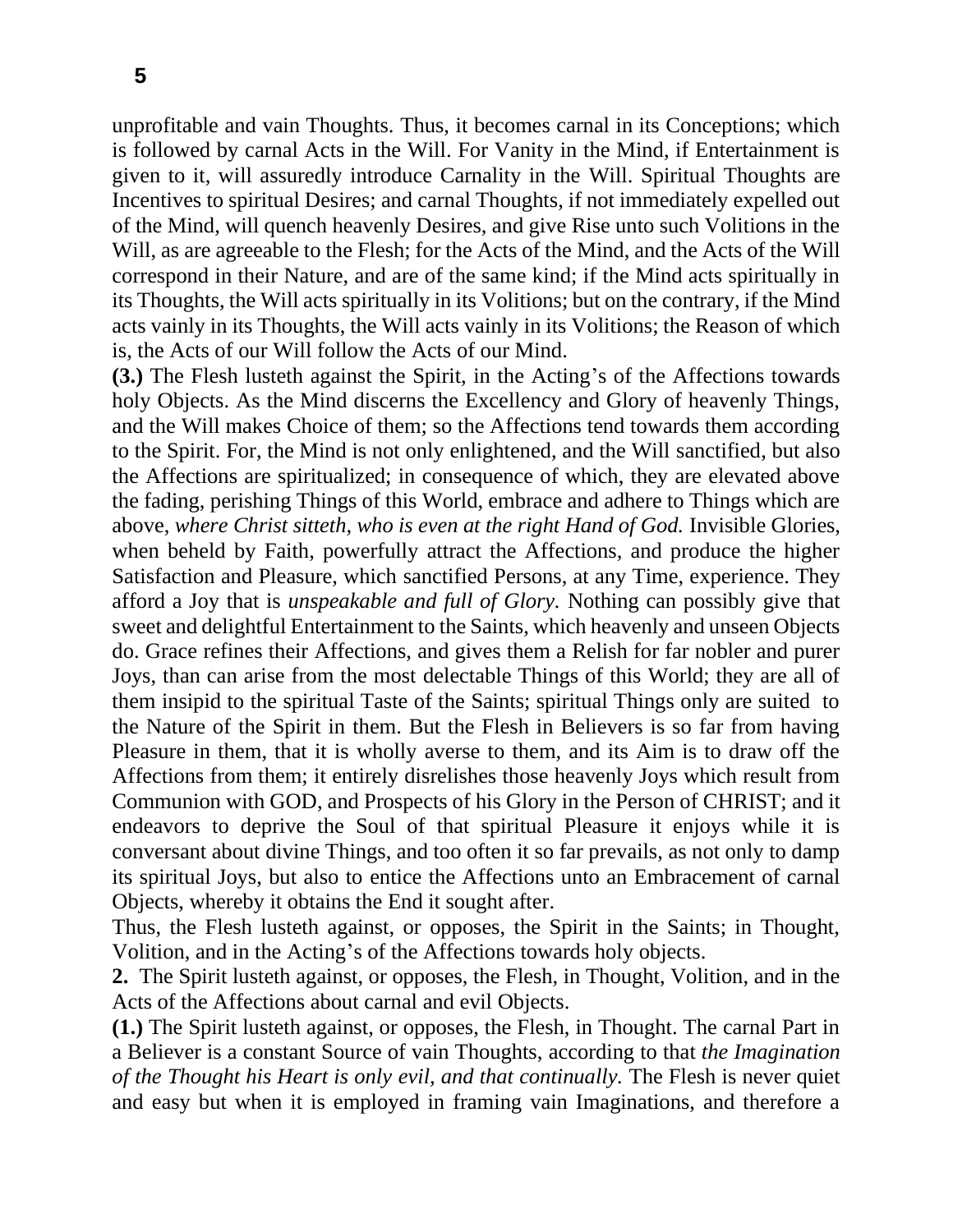unprofitable and vain Thoughts. Thus, it becomes carnal in its Conceptions; which is followed by carnal Acts in the Will. For Vanity in the Mind, if Entertainment is given to it, will assuredly introduce Carnality in the Will. Spiritual Thoughts are Incentives to spiritual Desires; and carnal Thoughts, if not immediately expelled out of the Mind, will quench heavenly Desires, and give Rise unto such Volitions in the Will, as are agreeable to the Flesh; for the Acts of the Mind, and the Acts of the Will correspond in their Nature, and are of the same kind; if the Mind acts spiritually in its Thoughts, the Will acts spiritually in its Volitions; but on the contrary, if the Mind acts vainly in its Thoughts, the Will acts vainly in its Volitions; the Reason of which is, the Acts of our Will follow the Acts of our Mind.

**(3.)** The Flesh lusteth against the Spirit, in the Acting's of the Affections towards holy Objects. As the Mind discerns the Excellency and Glory of heavenly Things, and the Will makes Choice of them; so the Affections tend towards them according to the Spirit. For, the Mind is not only enlightened, and the Will sanctified, but also the Affections are spiritualized; in consequence of which, they are elevated above the fading, perishing Things of this World, embrace and adhere to Things which are above, *where Christ sitteth, who is even at the right Hand of God.* Invisible Glories, when beheld by Faith, powerfully attract the Affections, and produce the higher Satisfaction and Pleasure, which sanctified Persons, at any Time, experience. They afford a Joy that is *unspeakable and full of Glory.* Nothing can possibly give that sweet and delightful Entertainment to the Saints, which heavenly and unseen Objects do. Grace refines their Affections, and gives them a Relish for far nobler and purer Joys, than can arise from the most delectable Things of this World; they are all of them insipid to the spiritual Taste of the Saints; spiritual Things only are suited to the Nature of the Spirit in them. But the Flesh in Believers is so far from having Pleasure in them, that it is wholly averse to them, and its Aim is to draw off the Affections from them; it entirely disrelishes those heavenly Joys which result from Communion with GOD, and Prospects of his Glory in the Person of CHRIST; and it endeavors to deprive the Soul of that spiritual Pleasure it enjoys while it is conversant about divine Things, and too often it so far prevails, as not only to damp its spiritual Joys, but also to entice the Affections unto an Embracement of carnal Objects, whereby it obtains the End it sought after.

Thus, the Flesh lusteth against, or opposes, the Spirit in the Saints; in Thought, Volition, and in the Acting's of the Affections towards holy objects.

**2.** The Spirit lusteth against, or opposes, the Flesh, in Thought, Volition, and in the Acts of the Affections about carnal and evil Objects.

**(1.)** The Spirit lusteth against, or opposes, the Flesh, in Thought. The carnal Part in a Believer is a constant Source of vain Thoughts, according to that *the Imagination of the Thought his Heart is only evil, and that continually.* The Flesh is never quiet and easy but when it is employed in framing vain Imaginations, and therefore a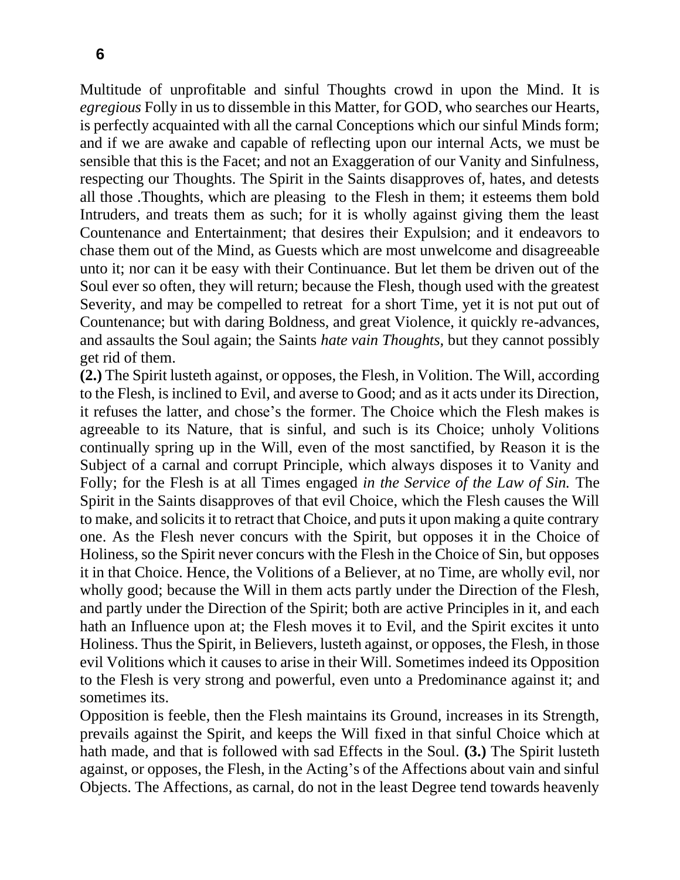Multitude of unprofitable and sinful Thoughts crowd in upon the Mind. It is *egregious* Folly in us to dissemble in this Matter, for GOD, who searches our Hearts, is perfectly acquainted with all the carnal Conceptions which our sinful Minds form; and if we are awake and capable of reflecting upon our internal Acts, we must be sensible that this is the Facet; and not an Exaggeration of our Vanity and Sinfulness, respecting our Thoughts. The Spirit in the Saints disapproves of, hates, and detests all those .Thoughts, which are pleasing to the Flesh in them; it esteems them bold Intruders, and treats them as such; for it is wholly against giving them the least Countenance and Entertainment; that desires their Expulsion; and it endeavors to chase them out of the Mind, as Guests which are most unwelcome and disagreeable unto it; nor can it be easy with their Continuance. But let them be driven out of the Soul ever so often, they will return; because the Flesh, though used with the greatest Severity, and may be compelled to retreat for a short Time, yet it is not put out of Countenance; but with daring Boldness, and great Violence, it quickly re-advances, and assaults the Soul again; the Saints *hate vain Thoughts,* but they cannot possibly get rid of them.

**(2.)** The Spirit lusteth against, or opposes, the Flesh, in Volition. The Will, according to the Flesh, is inclined to Evil, and averse to Good; and as it acts under its Direction, it refuses the latter, and chose's the former. The Choice which the Flesh makes is agreeable to its Nature, that is sinful, and such is its Choice; unholy Volitions continually spring up in the Will, even of the most sanctified, by Reason it is the Subject of a carnal and corrupt Principle, which always disposes it to Vanity and Folly; for the Flesh is at all Times engaged *in the Service of the Law of Sin.* The Spirit in the Saints disapproves of that evil Choice, which the Flesh causes the Will to make, and solicits it to retract that Choice, and puts it upon making a quite contrary one. As the Flesh never concurs with the Spirit, but opposes it in the Choice of Holiness, so the Spirit never concurs with the Flesh in the Choice of Sin, but opposes it in that Choice. Hence, the Volitions of a Believer, at no Time, are wholly evil, nor wholly good; because the Will in them acts partly under the Direction of the Flesh, and partly under the Direction of the Spirit; both are active Principles in it, and each hath an Influence upon at; the Flesh moves it to Evil, and the Spirit excites it unto Holiness. Thus the Spirit, in Believers, lusteth against, or opposes, the Flesh, in those evil Volitions which it causes to arise in their Will. Sometimes indeed its Opposition to the Flesh is very strong and powerful, even unto a Predominance against it; and sometimes its.

Opposition is feeble, then the Flesh maintains its Ground, increases in its Strength, prevails against the Spirit, and keeps the Will fixed in that sinful Choice which at hath made, and that is followed with sad Effects in the Soul. **(3.)** The Spirit lusteth against, or opposes, the Flesh, in the Acting's of the Affections about vain and sinful Objects. The Affections, as carnal, do not in the least Degree tend towards heavenly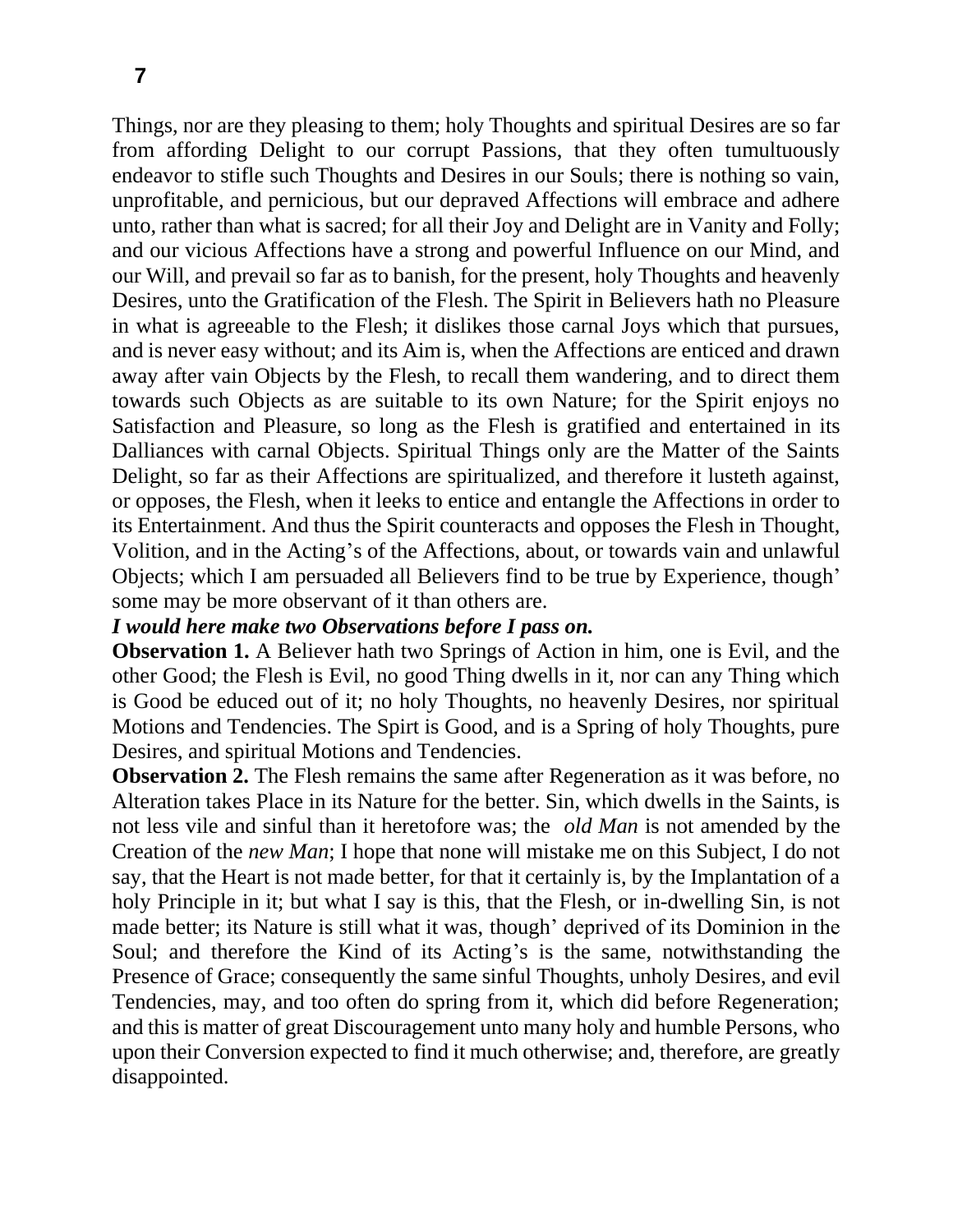Things, nor are they pleasing to them; holy Thoughts and spiritual Desires are so far from affording Delight to our corrupt Passions, that they often tumultuously endeavor to stifle such Thoughts and Desires in our Souls; there is nothing so vain, unprofitable, and pernicious, but our depraved Affections will embrace and adhere unto, rather than what is sacred; for all their Joy and Delight are in Vanity and Folly; and our vicious Affections have a strong and powerful Influence on our Mind, and our Will, and prevail so far as to banish, for the present, holy Thoughts and heavenly Desires, unto the Gratification of the Flesh. The Spirit in Believers hath no Pleasure in what is agreeable to the Flesh; it dislikes those carnal Joys which that pursues, and is never easy without; and its Aim is, when the Affections are enticed and drawn away after vain Objects by the Flesh, to recall them wandering, and to direct them towards such Objects as are suitable to its own Nature; for the Spirit enjoys no Satisfaction and Pleasure, so long as the Flesh is gratified and entertained in its Dalliances with carnal Objects. Spiritual Things only are the Matter of the Saints Delight, so far as their Affections are spiritualized, and therefore it lusteth against, or opposes, the Flesh, when it leeks to entice and entangle the Affections in order to its Entertainment. And thus the Spirit counteracts and opposes the Flesh in Thought, Volition, and in the Acting's of the Affections, about, or towards vain and unlawful Objects; which I am persuaded all Believers find to be true by Experience, though' some may be more observant of it than others are.

***I would here make two Observations before I pass on.***

**Observation 1.** A Believer hath two Springs of Action in him, one is Evil, and the other Good; the Flesh is Evil, no good Thing dwells in it, nor can any Thing which is Good be educed out of it; no holy Thoughts, no heavenly Desires, nor spiritual Motions and Tendencies. The Spirt is Good, and is a Spring of holy Thoughts, pure Desires, and spiritual Motions and Tendencies.

**Observation 2.** The Flesh remains the same after Regeneration as it was before, no Alteration takes Place in its Nature for the better. Sin, which dwells in the Saints, is not less vile and sinful than it heretofore was; the *old Man* is not amended by the Creation of the *new Man*; I hope that none will mistake me on this Subject, I do not say, that the Heart is not made better, for that it certainly is, by the Implantation of a holy Principle in it; but what I say is this, that the Flesh, or in-dwelling Sin, is not made better; its Nature is still what it was, though' deprived of its Dominion in the Soul; and therefore the Kind of its Acting's is the same, notwithstanding the Presence of Grace; consequently the same sinful Thoughts, unholy Desires, and evil Tendencies, may, and too often do spring from it, which did before Regeneration; and this is matter of great Discouragement unto many holy and humble Persons, who upon their Conversion expected to find it much otherwise; and, therefore, are greatly disappointed.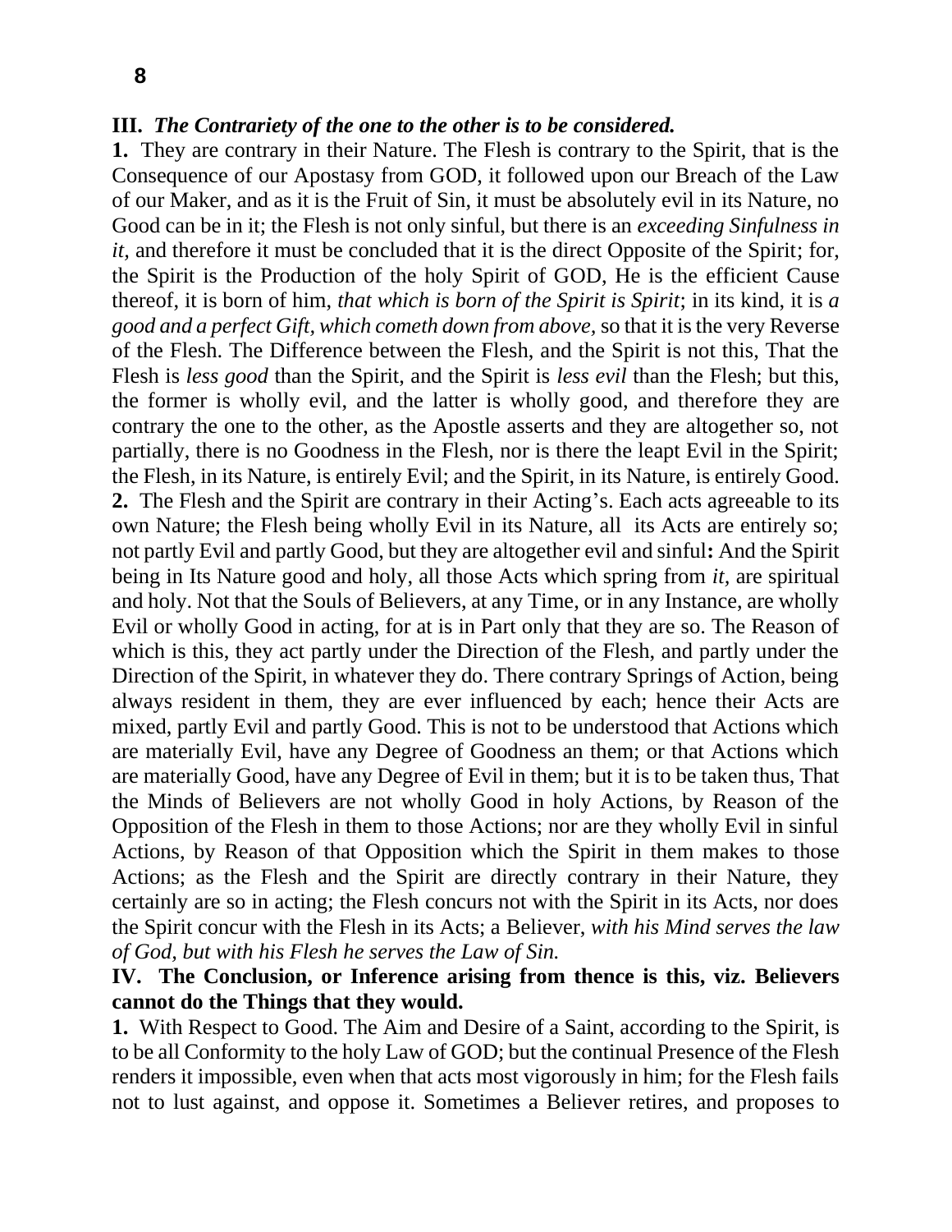**III.** ***The Contrariety of the one to the other is to be considered.***

**1.** They are contrary in their Nature. The Flesh is contrary to the Spirit, that is the Consequence of our Apostasy from GOD, it followed upon our Breach of the Law of our Maker, and as it is the Fruit of Sin, it must be absolutely evil in its Nature, no Good can be in it; the Flesh is not only sinful, but there is an *exceeding Sinfulness in it,* and therefore it must be concluded that it is the direct Opposite of the Spirit; for, the Spirit is the Production of the holy Spirit of GOD, He is the efficient Cause thereof, it is born of him, *that which is born of the Spirit is Spirit*; in its kind, it is *a good and a perfect Gift, which cometh down from above*, so that it is the very Reverse of the Flesh. The Difference between the Flesh, and the Spirit is not this, That the Flesh is *less good* than the Spirit, and the Spirit is *less evil* than the Flesh; but this, the former is wholly evil, and the latter is wholly good, and therefore they are contrary the one to the other, as the Apostle asserts and they are altogether so, not partially, there is no Goodness in the Flesh, nor is there the leapt Evil in the Spirit; the Flesh, in its Nature, is entirely Evil; and the Spirit, in its Nature, is entirely Good.

**2.** The Flesh and the Spirit are contrary in their Acting's. Each acts agreeable to its own Nature; the Flesh being wholly Evil in its Nature, all its Acts are entirely so; not partly Evil and partly Good, but they are altogether evil and sinful**:** And the Spirit being in Its Nature good and holy, all those Acts which spring from *it*, are spiritual and holy. Not that the Souls of Believers, at any Time, or in any Instance, are wholly Evil or wholly Good in acting, for at is in Part only that they are so. The Reason of which is this, they act partly under the Direction of the Flesh, and partly under the Direction of the Spirit, in whatever they do. There contrary Springs of Action, being always resident in them, they are ever influenced by each; hence their Acts are mixed, partly Evil and partly Good. This is not to be understood that Actions which are materially Evil, have any Degree of Goodness an them; or that Actions which are materially Good, have any Degree of Evil in them; but it is to be taken thus, That the Minds of Believers are not wholly Good in holy Actions, by Reason of the Opposition of the Flesh in them to those Actions; nor are they wholly Evil in sinful Actions, by Reason of that Opposition which the Spirit in them makes to those Actions; as the Flesh and the Spirit are directly contrary in their Nature, they certainly are so in acting; the Flesh concurs not with the Spirit in its Acts, nor does the Spirit concur with the Flesh in its Acts; a Believer, *with his Mind serves the law of God, but with his Flesh he serves the Law of Sin.*

**IV. The Conclusion, or Inference arising from thence is this, viz. Believers cannot do the Things that they would.**

**1.** With Respect to Good. The Aim and Desire of a Saint, according to the Spirit, is to be all Conformity to the holy Law of GOD; but the continual Presence of the Flesh renders it impossible, even when that acts most vigorously in him; for the Flesh fails not to lust against, and oppose it. Sometimes a Believer retires, and proposes to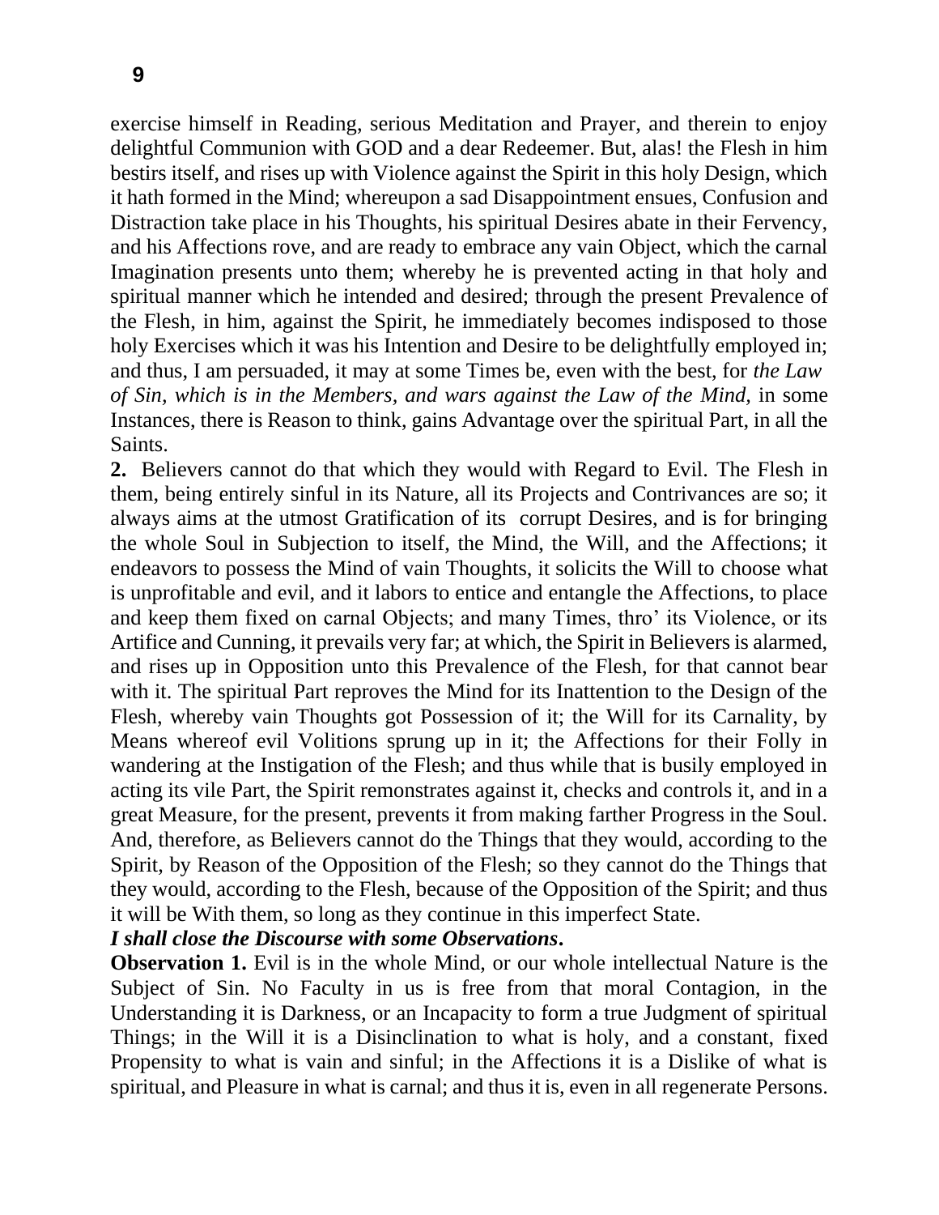exercise himself in Reading, serious Meditation and Prayer, and therein to enjoy delightful Communion with GOD and a dear Redeemer. But, alas! the Flesh in him bestirs itself, and rises up with Violence against the Spirit in this holy Design, which it hath formed in the Mind; whereupon a sad Disappointment ensues, Confusion and Distraction take place in his Thoughts, his spiritual Desires abate in their Fervency, and his Affections rove, and are ready to embrace any vain Object, which the carnal Imagination presents unto them; whereby he is prevented acting in that holy and spiritual manner which he intended and desired; through the present Prevalence of the Flesh, in him, against the Spirit, he immediately becomes indisposed to those holy Exercises which it was his Intention and Desire to be delightfully employed in; and thus, I am persuaded, it may at some Times be, even with the best, for *the Law of Sin, which is in the Members, and wars against the Law of the Mind,* in some Instances, there is Reason to think, gains Advantage over the spiritual Part, in all the Saints.

**2.** Believers cannot do that which they would with Regard to Evil. The Flesh in them, being entirely sinful in its Nature, all its Projects and Contrivances are so; it always aims at the utmost Gratification of its corrupt Desires, and is for bringing the whole Soul in Subjection to itself, the Mind, the Will, and the Affections; it endeavors to possess the Mind of vain Thoughts, it solicits the Will to choose what is unprofitable and evil, and it labors to entice and entangle the Affections, to place and keep them fixed on carnal Objects; and many Times, thro' its Violence, or its Artifice and Cunning, it prevails very far; at which, the Spirit in Believers is alarmed, and rises up in Opposition unto this Prevalence of the Flesh, for that cannot bear with it. The spiritual Part reproves the Mind for its Inattention to the Design of the Flesh, whereby vain Thoughts got Possession of it; the Will for its Carnality, by Means whereof evil Volitions sprung up in it; the Affections for their Folly in wandering at the Instigation of the Flesh; and thus while that is busily employed in acting its vile Part, the Spirit remonstrates against it, checks and controls it, and in a great Measure, for the present, prevents it from making farther Progress in the Soul. And, therefore, as Believers cannot do the Things that they would, according to the Spirit, by Reason of the Opposition of the Flesh; so they cannot do the Things that they would, according to the Flesh, because of the Opposition of the Spirit; and thus it will be With them, so long as they continue in this imperfect State.

***I shall close the Discourse with some Observations.***

**Observation 1.** Evil is in the whole Mind, or our whole intellectual Nature is the Subject of Sin. No Faculty in us is free from that moral Contagion, in the Understanding it is Darkness, or an Incapacity to form a true Judgment of spiritual Things; in the Will it is a Disinclination to what is holy, and a constant, fixed Propensity to what is vain and sinful; in the Affections it is a Dislike of what is spiritual, and Pleasure in what is carnal; and thus it is, even in all regenerate Persons.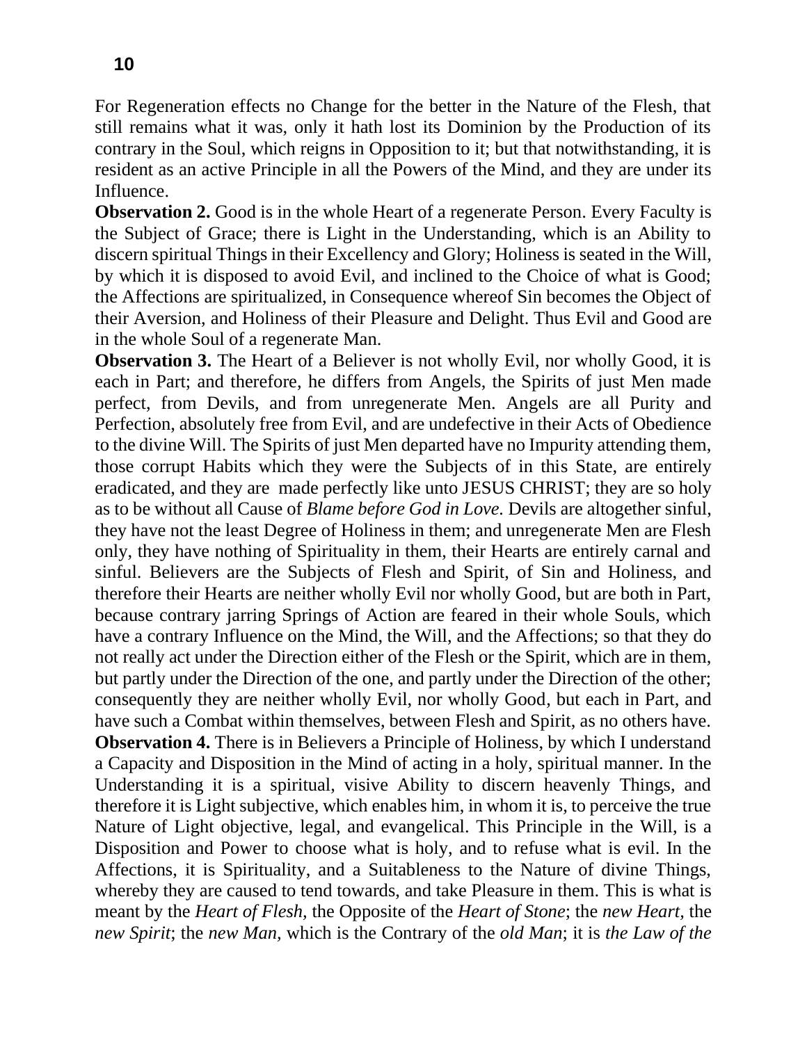For Regeneration effects no Change for the better in the Nature of the Flesh, that still remains what it was, only it hath lost its Dominion by the Production of its contrary in the Soul, which reigns in Opposition to it; but that notwithstanding, it is resident as an active Principle in all the Powers of the Mind, and they are under its Influence.

**Observation 2.** Good is in the whole Heart of a regenerate Person. Every Faculty is the Subject of Grace; there is Light in the Understanding, which is an Ability to discern spiritual Things in their Excellency and Glory; Holiness is seated in the Will, by which it is disposed to avoid Evil, and inclined to the Choice of what is Good; the Affections are spiritualized, in Consequence whereof Sin becomes the Object of their Aversion, and Holiness of their Pleasure and Delight. Thus Evil and Good are in the whole Soul of a regenerate Man.

**Observation 3.** The Heart of a Believer is not wholly Evil, nor wholly Good, it is each in Part; and therefore, he differs from Angels, the Spirits of just Men made perfect, from Devils, and from unregenerate Men. Angels are all Purity and Perfection, absolutely free from Evil, and are undefective in their Acts of Obedience to the divine Will. The Spirits of just Men departed have no Impurity attending them, those corrupt Habits which they were the Subjects of in this State, are entirely eradicated, and they are made perfectly like unto JESUS CHRIST; they are so holy as to be without all Cause of *Blame before God in Love.* Devils are altogether sinful, they have not the least Degree of Holiness in them; and unregenerate Men are Flesh only, they have nothing of Spirituality in them, their Hearts are entirely carnal and sinful. Believers are the Subjects of Flesh and Spirit, of Sin and Holiness, and therefore their Hearts are neither wholly Evil nor wholly Good, but are both in Part, because contrary jarring Springs of Action are feared in their whole Souls, which have a contrary Influence on the Mind, the Will, and the Affections; so that they do not really act under the Direction either of the Flesh or the Spirit, which are in them, but partly under the Direction of the one, and partly under the Direction of the other; consequently they are neither wholly Evil, nor wholly Good, but each in Part, and have such a Combat within themselves, between Flesh and Spirit, as no others have.

**Observation 4.** There is in Believers a Principle of Holiness, by which I understand a Capacity and Disposition in the Mind of acting in a holy, spiritual manner. In the Understanding it is a spiritual, visive Ability to discern heavenly Things, and therefore it is Light subjective, which enables him, in whom it is, to perceive the true Nature of Light objective, legal, and evangelical. This Principle in the Will, is a Disposition and Power to choose what is holy, and to refuse what is evil. In the Affections, it is Spirituality, and a Suitableness to the Nature of divine Things, whereby they are caused to tend towards, and take Pleasure in them. This is what is meant by the *Heart of Flesh,* the Opposite of the *Heart of Stone*; the *new Heart,* the *new Spirit*; the *new Man,* which is the Contrary of the *old Man*; it is *the Law of the*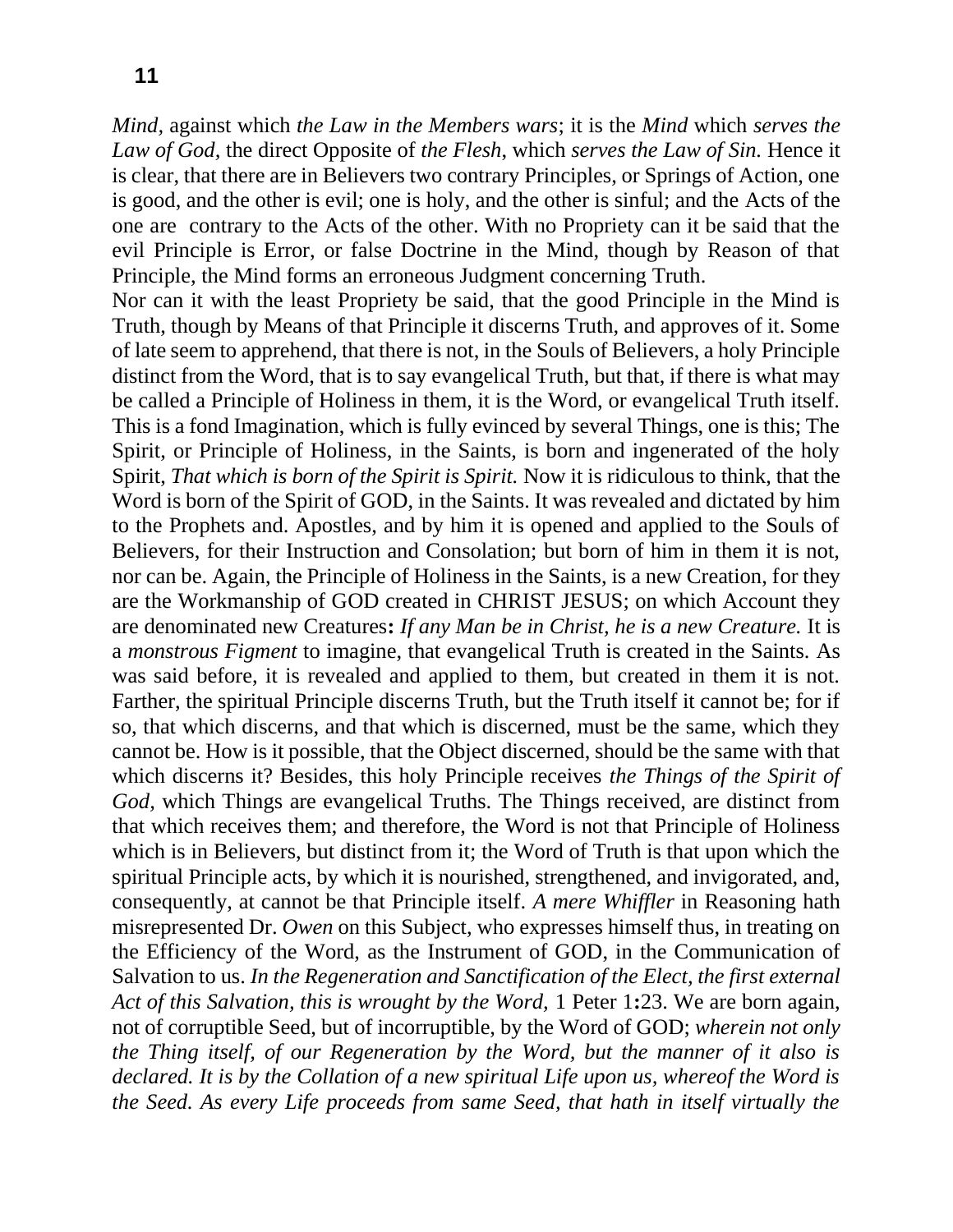*Mind*, against which *the Law in the Members wars*; it is the *Mind* which *serves the Law of God,* the direct Opposite of *the Flesh*, which *serves the Law of Sin.* Hence it is clear, that there are in Believers two contrary Principles, or Springs of Action, one is good, and the other is evil; one is holy, and the other is sinful; and the Acts of the one are contrary to the Acts of the other. With no Propriety can it be said that the evil Principle is Error, or false Doctrine in the Mind, though by Reason of that Principle, the Mind forms an erroneous Judgment concerning Truth.

Nor can it with the least Propriety be said, that the good Principle in the Mind is Truth, though by Means of that Principle it discerns Truth, and approves of it. Some of late seem to apprehend, that there is not, in the Souls of Believers, a holy Principle distinct from the Word, that is to say evangelical Truth, but that, if there is what may be called a Principle of Holiness in them, it is the Word, or evangelical Truth itself. This is a fond Imagination, which is fully evinced by several Things, one is this; The Spirit, or Principle of Holiness, in the Saints, is born and ingenerated of the holy Spirit, *That which is born of the Spirit is Spirit.* Now it is ridiculous to think, that the Word is born of the Spirit of GOD, in the Saints. It was revealed and dictated by him to the Prophets and. Apostles, and by him it is opened and applied to the Souls of Believers, for their Instruction and Consolation; but born of him in them it is not, nor can be. Again, the Principle of Holiness in the Saints, is a new Creation, for they are the Workmanship of GOD created in CHRIST JESUS; on which Account they are denominated new Creatures**:** *If any Man be in Christ, he is a new Creature.* It is a *monstrous Figment* to imagine, that evangelical Truth is created in the Saints. As was said before, it is revealed and applied to them, but created in them it is not. Farther, the spiritual Principle discerns Truth, but the Truth itself it cannot be; for if so, that which discerns, and that which is discerned, must be the same, which they cannot be. How is it possible, that the Object discerned, should be the same with that which discerns it? Besides, this holy Principle receives *the Things of the Spirit of God,* which Things are evangelical Truths. The Things received, are distinct from that which receives them; and therefore, the Word is not that Principle of Holiness which is in Believers, but distinct from it; the Word of Truth is that upon which the spiritual Principle acts, by which it is nourished, strengthened, and invigorated, and, consequently, at cannot be that Principle itself. *A mere Whiffler* in Reasoning hath misrepresented Dr. *Owen* on this Subject, who expresses himself thus, in treating on the Efficiency of the Word, as the Instrument of GOD, in the Communication of Salvation to us. *In the Regeneration and Sanctification of the Elect, the first external Act of this Salvation, this is wrought by the Word,* 1 Peter 1**:**23. We are born again, not of corruptible Seed, but of incorruptible, by the Word of GOD; *wherein not only the Thing itself, of our Regeneration by the Word, but the manner of it also is declared. It is by the Collation of a new spiritual Life upon us, whereof the Word is the Seed. As every Life proceeds from same Seed, that hath in itself virtually the*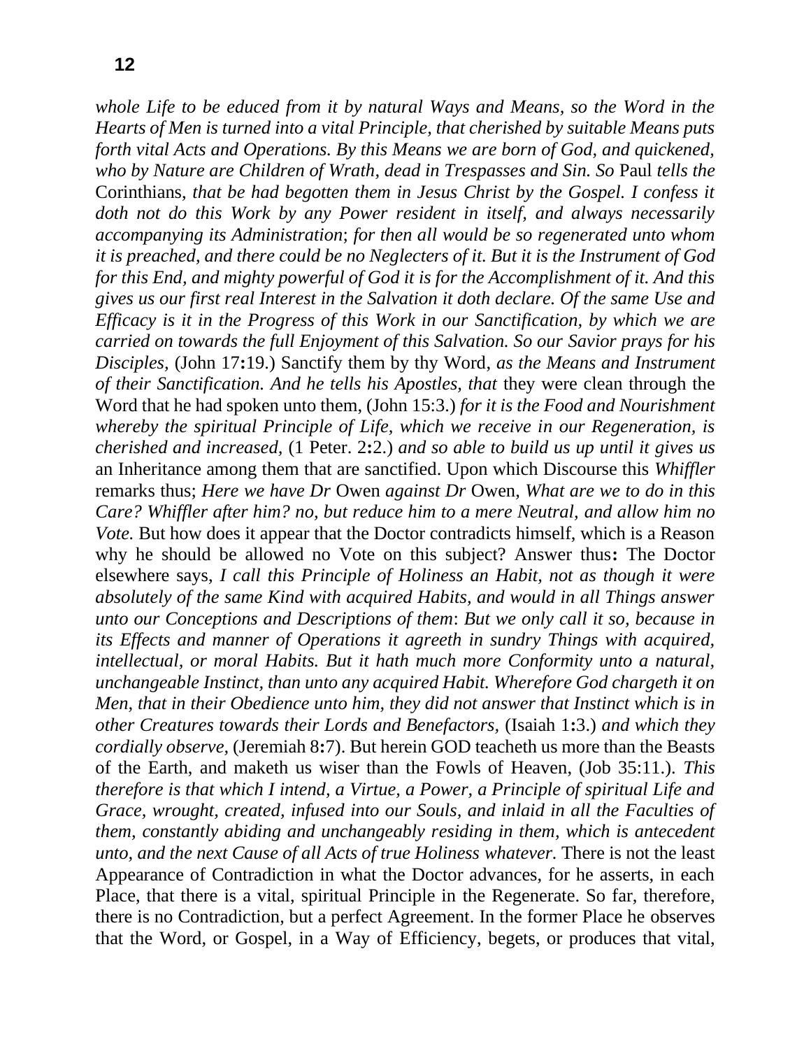*whole Life to be educed from it by natural Ways and Means, so the Word in the Hearts of Men is turned into a vital Principle, that cherished by suitable Means puts forth vital Acts and Operations. By this Means we are born of God, and quickened, who by Nature are Children of Wrath, dead in Trespasses and Sin. So* Paul *tells the* Corinthians, *that be had begotten them in Jesus Christ by the Gospel. I confess it doth not do this Work by any Power resident in itself, and always necessarily accompanying its Administration*; *for then all would be so regenerated unto whom it is preached, and there could be no Neglecters of it. But it is the Instrument of God for this End, and mighty powerful of God it is for the Accomplishment of it. And this gives us our first real Interest in the Salvation it doth declare. Of the same Use and Efficacy is it in the Progress of this Work in our Sanctification, by which we are carried on towards the full Enjoyment of this Salvation. So our Savior prays for his Disciples,* (John 17**:**19.) Sanctify them by thy Word, *as the Means and Instrument of their Sanctification. And he tells his Apostles, that* they were clean through the Word that he had spoken unto them, (John 15:3.) *for it is the Food and Nourishment whereby the spiritual Principle of Life, which we receive in our Regeneration, is cherished and increased,* (1 Peter. 2**:**2.) *and so able to build us up until it gives us* an Inheritance among them that are sanctified. Upon which Discourse this *Whiffler* remarks thus; *Here we have Dr* Owen *against Dr* Owen, *What are we to do in this Care? Whiffler after him? no, but reduce him to a mere Neutral, and allow him no Vote.* But how does it appear that the Doctor contradicts himself, which is a Reason why he should be allowed no Vote on this subject? Answer thus**:** The Doctor elsewhere says, *I call this Principle of Holiness an Habit, not as though it were absolutely of the same Kind with acquired Habits, and would in all Things answer unto our Conceptions and Descriptions of them*: *But we only call it so, because in its Effects and manner of Operations it agreeth in sundry Things with acquired, intellectual, or moral Habits. But it hath much more Conformity unto a natural, unchangeable Instinct, than unto any acquired Habit. Wherefore God chargeth it on Men, that in their Obedience unto him, they did not answer that Instinct which is in other Creatures towards their Lords and Benefactors,* (Isaiah 1**:**3.) *and which they cordially observe,* (Jeremiah 8**:**7). But herein GOD teacheth us more than the Beasts of the Earth, and maketh us wiser than the Fowls of Heaven, (Job 35:11.). *This therefore is that which I intend, a Virtue, a Power, a Principle of spiritual Life and Grace, wrought, created, infused into our Souls, and inlaid in all the Faculties of them, constantly abiding and unchangeably residing in them, which is antecedent unto, and the next Cause of all Acts of true Holiness whatever.* There is not the least Appearance of Contradiction in what the Doctor advances, for he asserts, in each Place, that there is a vital, spiritual Principle in the Regenerate. So far, therefore, there is no Contradiction, but a perfect Agreement. In the former Place he observes that the Word, or Gospel, in a Way of Efficiency, begets, or produces that vital,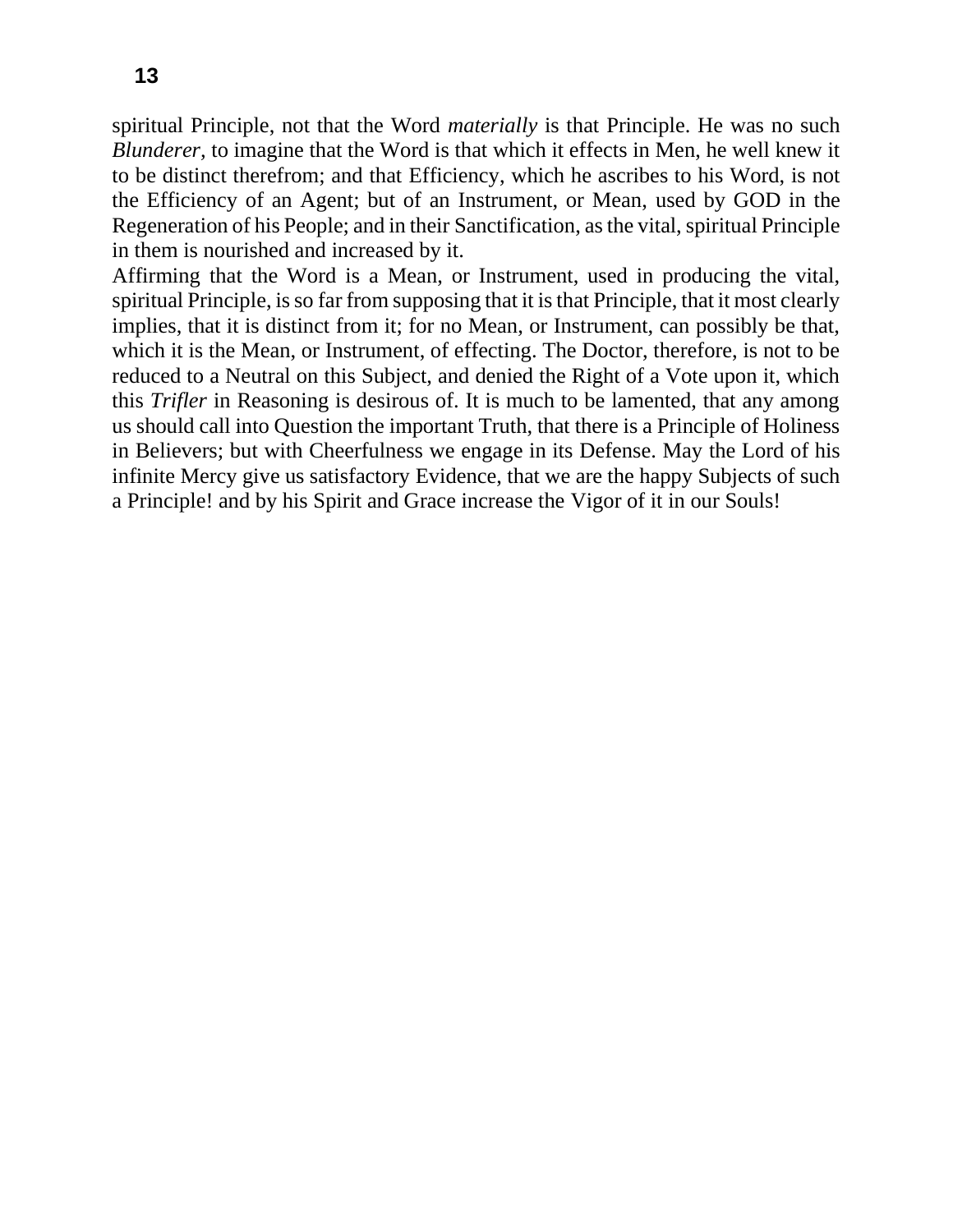spiritual Principle, not that the Word *materially* is that Principle. He was no such *Blunderer*, to imagine that the Word is that which it effects in Men, he well knew it to be distinct therefrom; and that Efficiency, which he ascribes to his Word, is not the Efficiency of an Agent; but of an Instrument, or Mean, used by GOD in the Regeneration of his People; and in their Sanctification, as the vital, spiritual Principle in them is nourished and increased by it.

Affirming that the Word is a Mean, or Instrument, used in producing the vital, spiritual Principle, is so far from supposing that it is that Principle, that it most clearly implies, that it is distinct from it; for no Mean, or Instrument, can possibly be that, which it is the Mean, or Instrument, of effecting. The Doctor, therefore, is not to be reduced to a Neutral on this Subject, and denied the Right of a Vote upon it, which this *Trifler* in Reasoning is desirous of. It is much to be lamented, that any among us should call into Question the important Truth, that there is a Principle of Holiness in Believers; but with Cheerfulness we engage in its Defense. May the Lord of his infinite Mercy give us satisfactory Evidence, that we are the happy Subjects of such a Principle! and by his Spirit and Grace increase the Vigor of it in our Souls!